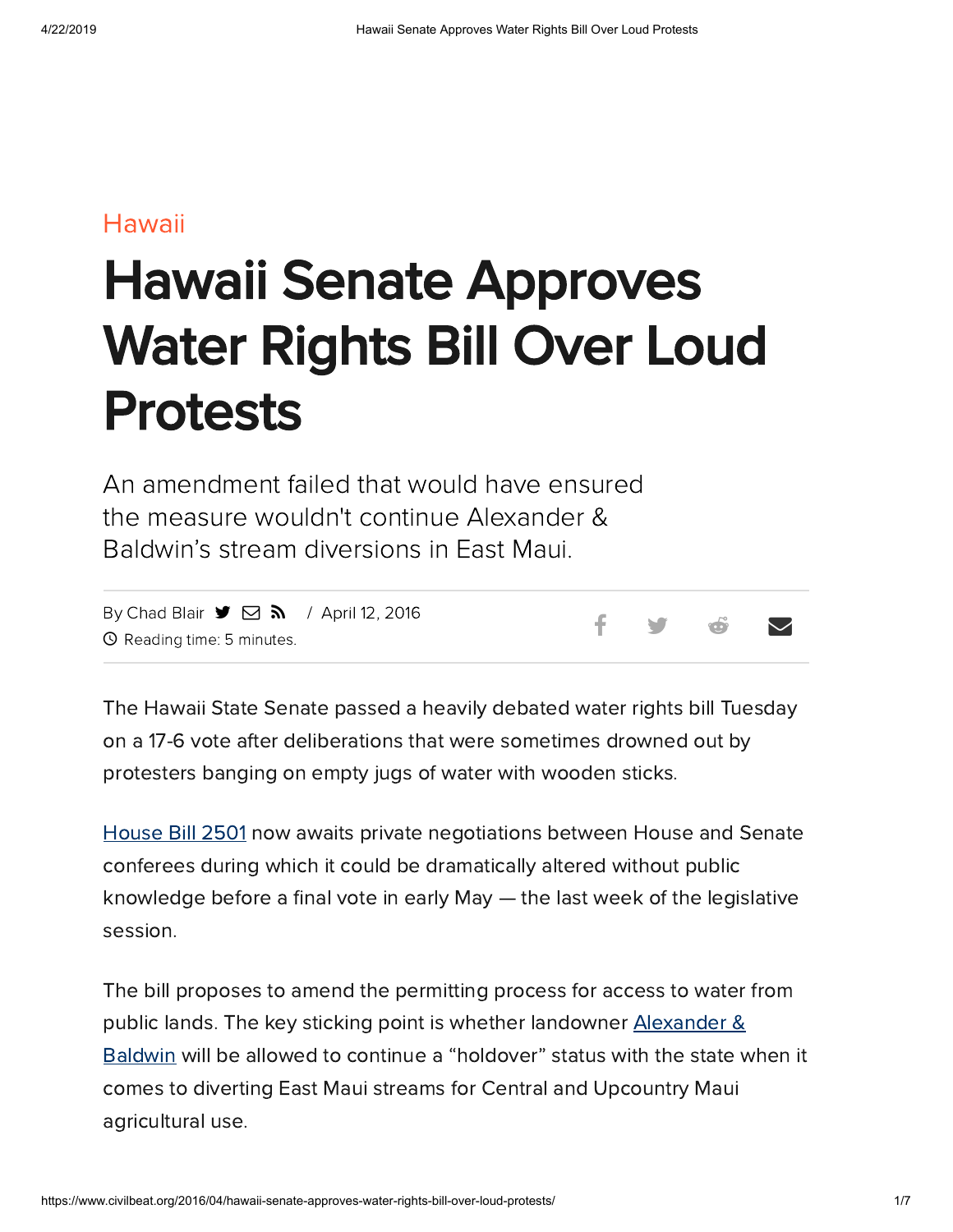Hawaii

# Hawaii Senate Approves Water Rights Bill Over Loud Protests

An amendment failed that would have ensured the measure wouldn't continue Alexander & Baldwin's stream diversions in East Maui.

By Chad Blair / April 12, 2016

Reading time: 5 minutes.

The Hawaii State Senate passed a heavily debated water rights bill Tuesday on a 17-6 vote after deliberations that were sometimes drowned out by protesters banging on empty jugs of water with wooden sticks.

House Bill 2501 now awaits private negotiations between House and Senate conferees during which it could be dramatically altered without public knowledge before a final vote in early May — the last week of the legislative session.

The bill proposes to amend the permitting process for access to water from public lands. The key sticking point is whether landowner Alexander & Baldwin will be allowed to continue a "holdover" status with the state when it comes to diverting East Maui streams for Central and Upcountry Maui agricultural use.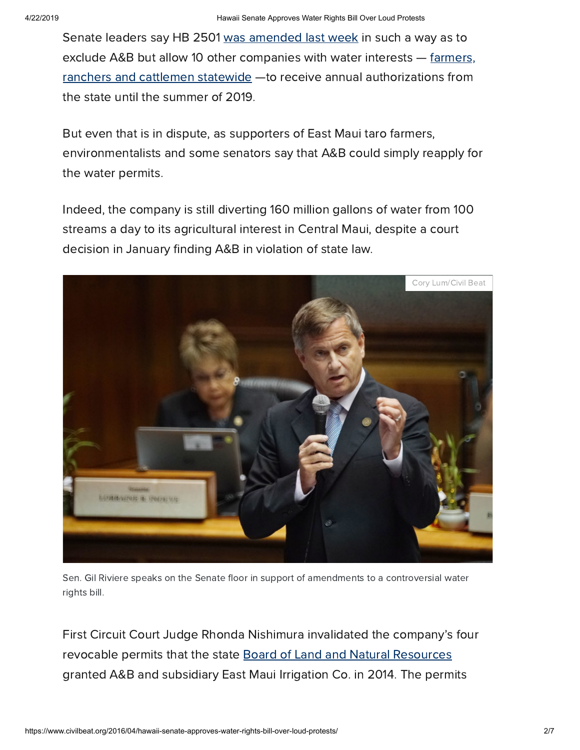Senate leaders say HB 2501 was amended last week in such a way as to exclude A&B but allow 10 other companies with water interests — farmers, ranchers and cattlemen statewide —to receive annual authorizations from the state until the summer of 2019.

But even that is in dispute, as supporters of East Maui taro farmers, environmentalists and some senators say that A&B could simply reapply for the water permits.

Indeed, the company is still diverting 160 million gallons of water from 100 streams a day to its agricultural interest in Central Maui, despite a court decision in January finding A&B in violation of state law.

Cory Lum/Civil Beat

Sen. Gil Riviere speaks on the Senate floor in support of amendments to a controversial water rights bill.

First Circuit Court Judge Rhonda Nishimura invalidated the company's four revocable permits that the state Board of Land and Natural Resources granted A&B and subsidiary East Maui Irrigation Co. in 2014. The permits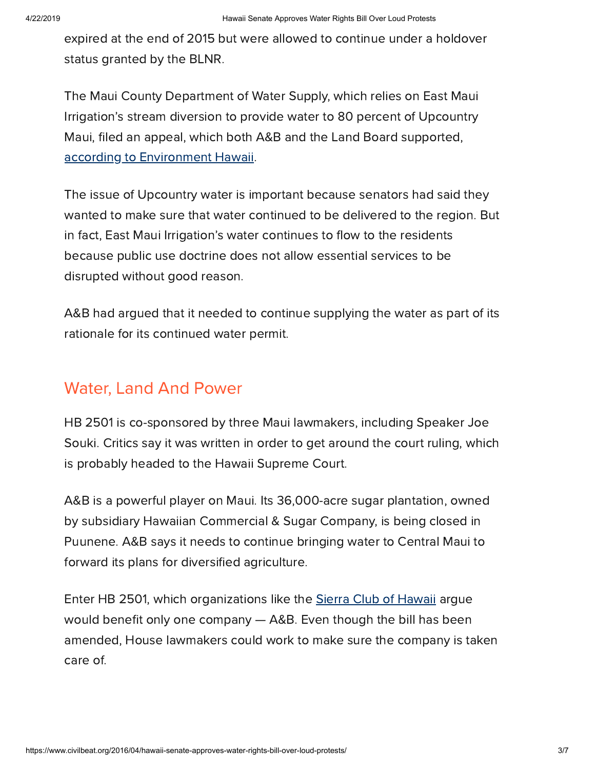expired at the end of 2015 but were allowed to continue under a holdover status granted by the BLNR.

The Maui County Department of Water Supply, which relies on East Maui Irrigation's stream diversion to provide water to 80 percent of Upcountry Maui, filed an appeal, which both A&B and the Land Board supported, [according to Environment Hawaii](#).

The issue of Upcountry water is important because senators had said they wanted to make sure that water continued to be delivered to the region. But in fact, East Maui Irrigation's water continues to flow to the residents because public use doctrine does not allow essential services to be disrupted without good reason.

A&B had argued that it needed to continue supplying the water as part of its rationale for its continued water permit.

## Water, Land And Power

HB 2501 is co-sponsored by three Maui lawmakers, including Speaker Joe Souki. Critics say it was written in order to get around the court ruling, which is probably headed to the Hawaii Supreme Court.

A&B is a powerful player on Maui. Its 36,000-acre sugar plantation, owned by subsidiary Hawaiian Commercial & Sugar Company, is being closed in Puunene. A&B says it needs to continue bringing water to Central Maui to forward its plans for diversified agriculture.

Enter HB 2501, which organizations like the [Sierra Club of Hawaii](#) argue would benefit only one company — A&B. Even though the bill has been amended, House lawmakers could work to make sure the company is taken care of.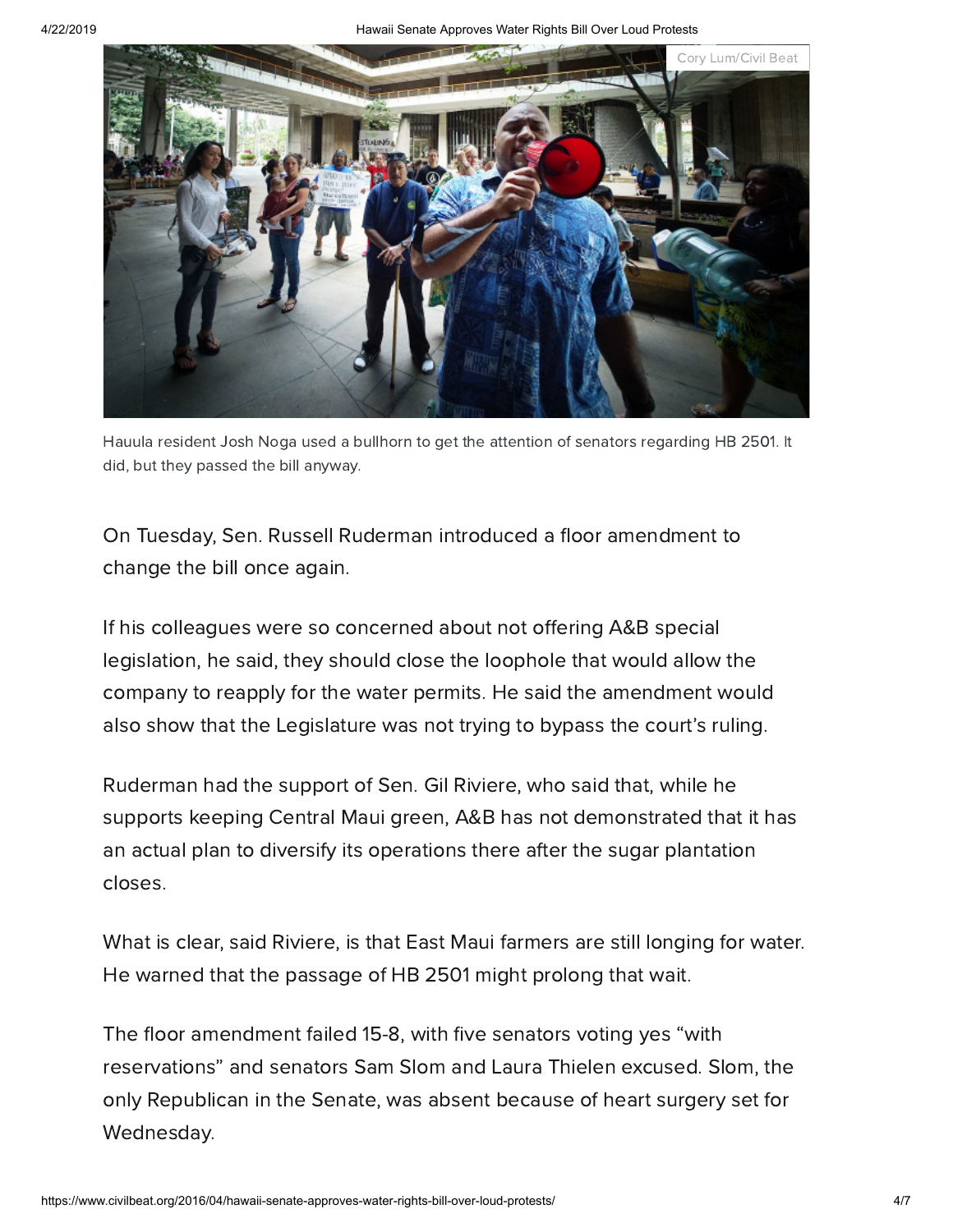Cory Lum/Civil Beat

Hauula resident Josh Noga used a bullhorn to get the attention of senators regarding HB 2501. It did, but they passed the bill anyway.

On Tuesday, Sen. Russell Ruderman introduced a floor amendment to change the bill once again.

If his colleagues were so concerned about not offering A&B special legislation, he said, they should close the loophole that would allow the company to reapply for the water permits. He said the amendment would also show that the Legislature was not trying to bypass the court's ruling.

Ruderman had the support of Sen. Gil Riviere, who said that, while he supports keeping Central Maui green, A&B has not demonstrated that it has an actual plan to diversify its operations there after the sugar plantation closes.

What is clear, said Riviere, is that East Maui farmers are still longing for water. He warned that the passage of HB 2501 might prolong that wait.

The floor amendment failed 15-8, with five senators voting yes "with reservations" and senators Sam Slom and Laura Thielen excused. Slom, the only Republican in the Senate, was absent because of heart surgery set for Wednesday.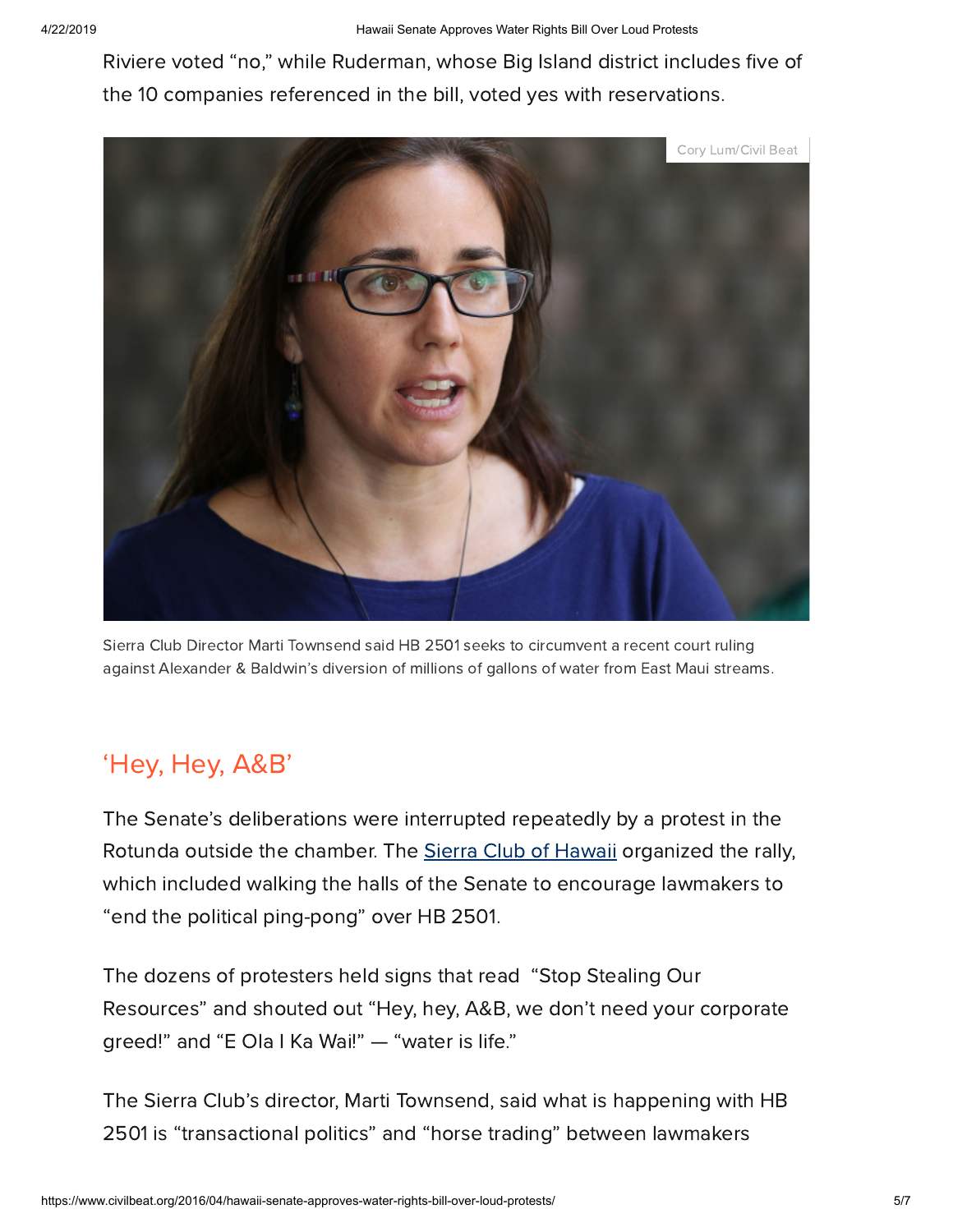Riviere voted "no," while Ruderman, whose Big Island district includes five of the 10 companies referenced in the bill, voted yes with reservations.

Cory Lum/Civil Beat

Sierra Club Director Marti Townsend said HB 2501 seeks to circumvent a recent court ruling against Alexander & Baldwin's diversion of millions of gallons of water from East Maui streams.

## 'Hey, Hey, A&B'

The Senate's deliberations were interrupted repeatedly by a protest in the Rotunda outside the chamber. The Sierra Club of Hawaii organized the rally, which included walking the halls of the Senate to encourage lawmakers to "end the political ping-pong" over HB 2501.

The dozens of protesters held signs that read "Stop Stealing Our Resources" and shouted out "Hey, hey, A&B, we don't need your corporate greed!" and "E Ola I Ka Wai!" — "water is life."

The Sierra Club's director, Marti Townsend, said what is happening with HB 2501 is "transactional politics" and "horse trading" between lawmakers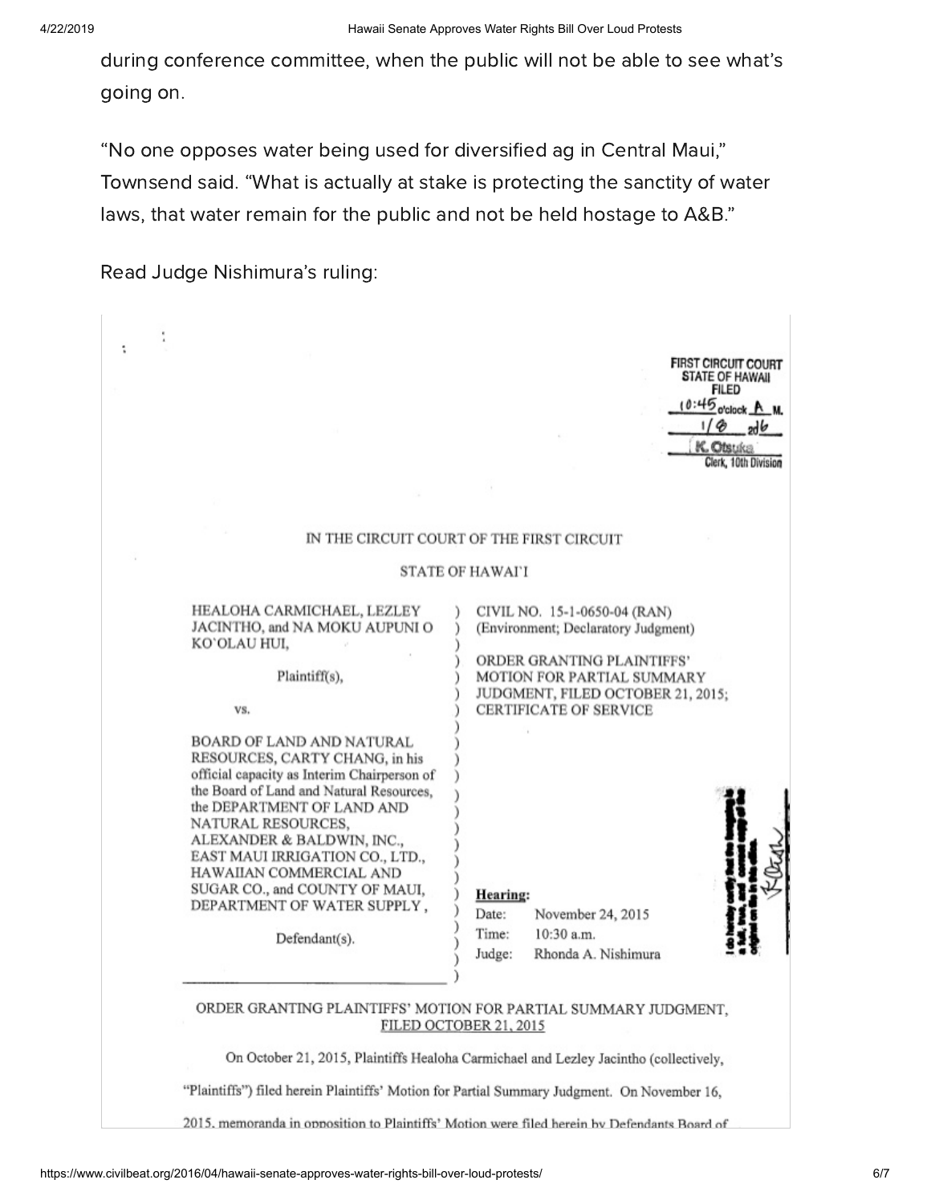during conference committee, when the public will not be able to see what's going on.

"No one opposes water being used for diversified ag in Central Maui," Townsend said. "What is actually at stake is protecting the sanctity of water laws, that water remain for the public and not be held hostage to A&B."

Read Judge Nishimura's ruling:

FIRST CIRCUIT COURT
STATE OF HAWAII
FILED
10:45 o'clock A M.
1/8 2016
K. Otsuka
Clerk, 10th Division

IN THE CIRCUIT COURT OF THE FIRST CIRCUIT

STATE OF HAWAI'I

HEALOHA CARMICHAEL, LEZLEY JACINTHO, and NA MOKU AUPUNI O KO'OLAU HUI,

Plaintiff(s),

vs.

BOARD OF LAND AND NATURAL RESOURCES, CARTY CHANG, in his official capacity as Interim Chairperson of the Board of Land and Natural Resources, the DEPARTMENT OF LAND AND NATURAL RESOURCES, ALEXANDER & BALDWIN, INC., EAST MAUI IRRIGATION CO., LTD., HAWAIIAN COMMERCIAL AND SUGAR CO., and COUNTY OF MAUI, DEPARTMENT OF WATER SUPPLY,

Defendant(s).

CIVIL NO. 15-1-0650-04 (RAN)
(Environment; Declaratory Judgment)

ORDER GRANTING PLAINTIFFS' MOTION FOR PARTIAL SUMMARY JUDGMENT, FILED OCTOBER 21, 2015; CERTIFICATE OF SERVICE

**Hearing:**
Date: November 24, 2015
Time: 10:30 a.m.
Judge: Rhonda A. Nishimura

I do hereby certify that the foregoing is a full, true, and correct copy of the original on file in this office.

ORDER GRANTING PLAINTIFFS' MOTION FOR PARTIAL SUMMARY JUDGMENT, FILED OCTOBER 21, 2015

On October 21, 2015, Plaintiffs Healoha Carmichael and Lezley Jacintho (collectively, "Plaintiffs") filed herein Plaintiffs' Motion for Partial Summary Judgment. On November 16, 2015, memoranda in opposition to Plaintiffs' Motion were filed herein by Defendants Board of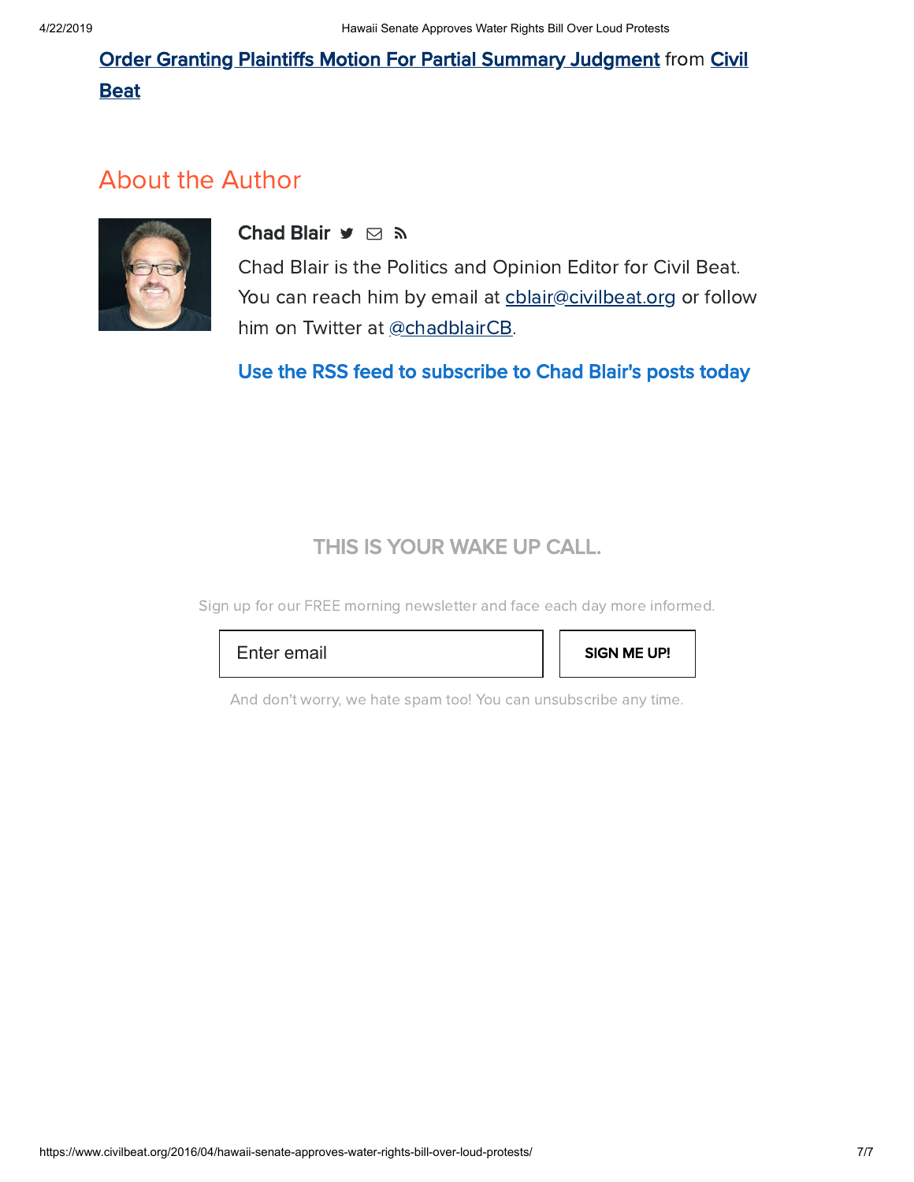Order Granting Plaintiffs Motion For Partial Summary Judgment from Civil Beat

## About the Author

### Chad Blair

Chad Blair is the Politics and Opinion Editor for Civil Beat. You can reach him by email at cblair@civilbeat.org or follow him on Twitter at @chadblairCB.

**Use the RSS feed to subscribe to Chad Blair's posts today**

### THIS IS YOUR WAKE UP CALL.

Sign up for our FREE morning newsletter and face each day more informed.

Enter email

SIGN ME UP!

And don't worry, we hate spam too! You can unsubscribe any time.